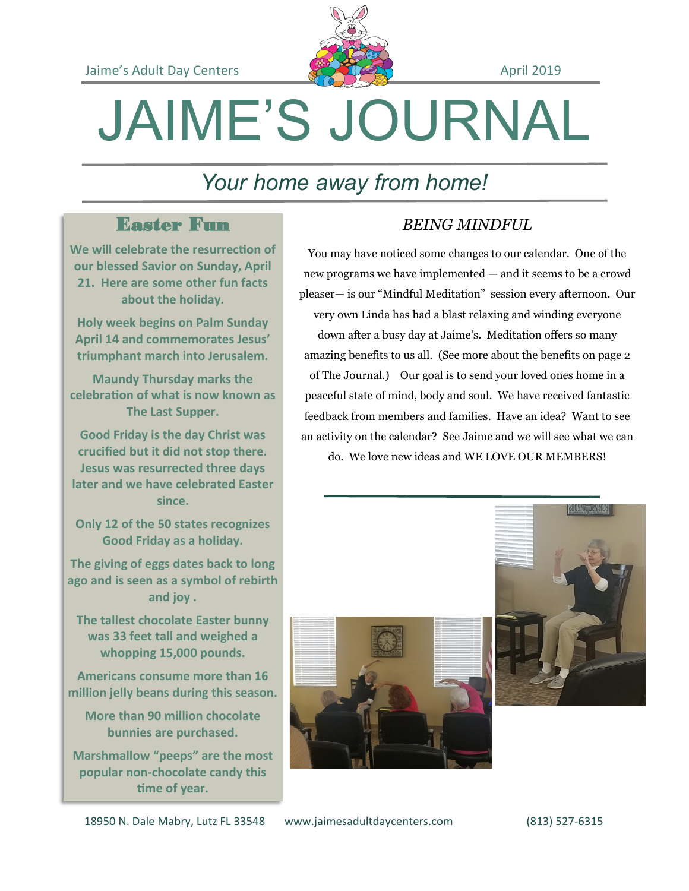Jaime's Adult Day Centers — April 2019

# JAIME'S JOURNAL

*Your home away from home!*

## Easter Fun

**We will celebrate the resurrection of our blessed Savior on Sunday, April 21. Here are some other fun facts about the holiday.**

**Holy week begins on Palm Sunday April 14 and commemorates Jesus' triumphant march into Jerusalem.**

**Maundy Thursday marks the celebration of what is now known as The Last Supper.**

**Good Friday is the day Christ was crucified but it did not stop there. Jesus was resurrected three days later and we have celebrated Easter since.**

**Only 12 of the 50 states recognizes Good Friday as a holiday.**

**The giving of eggs dates back to long ago and is seen as a symbol of rebirth and joy .**

**The tallest chocolate Easter bunny was 33 feet tall and weighed a whopping 15,000 pounds.**

**Americans consume more than 16 million jelly beans during this season.**

**More than 90 million chocolate bunnies are purchased.**

**Marshmallow "peeps" are the most popular non-chocolate candy this time of year.**

## *BEING MINDFUL*

You may have noticed some changes to our calendar. One of the new programs we have implemented — and it seems to be a crowd pleaser— is our "Mindful Meditation" session every afternoon. Our very own Linda has had a blast relaxing and winding everyone down after a busy day at Jaime's. Meditation offers so many amazing benefits to us all. (See more about the benefits on page 2 of The Journal.) Our goal is to send your loved ones home in a peaceful state of mind, body and soul. We have received fantastic feedback from members and families. Have an idea? Want to see an activity on the calendar? See Jaime and we will see what we can do. We love new ideas and WE LOVE OUR MEMBERS!

18950 N. Dale Mabry, Lutz FL 33548 www.jaimesadultdaycenters.com (813) 527-6315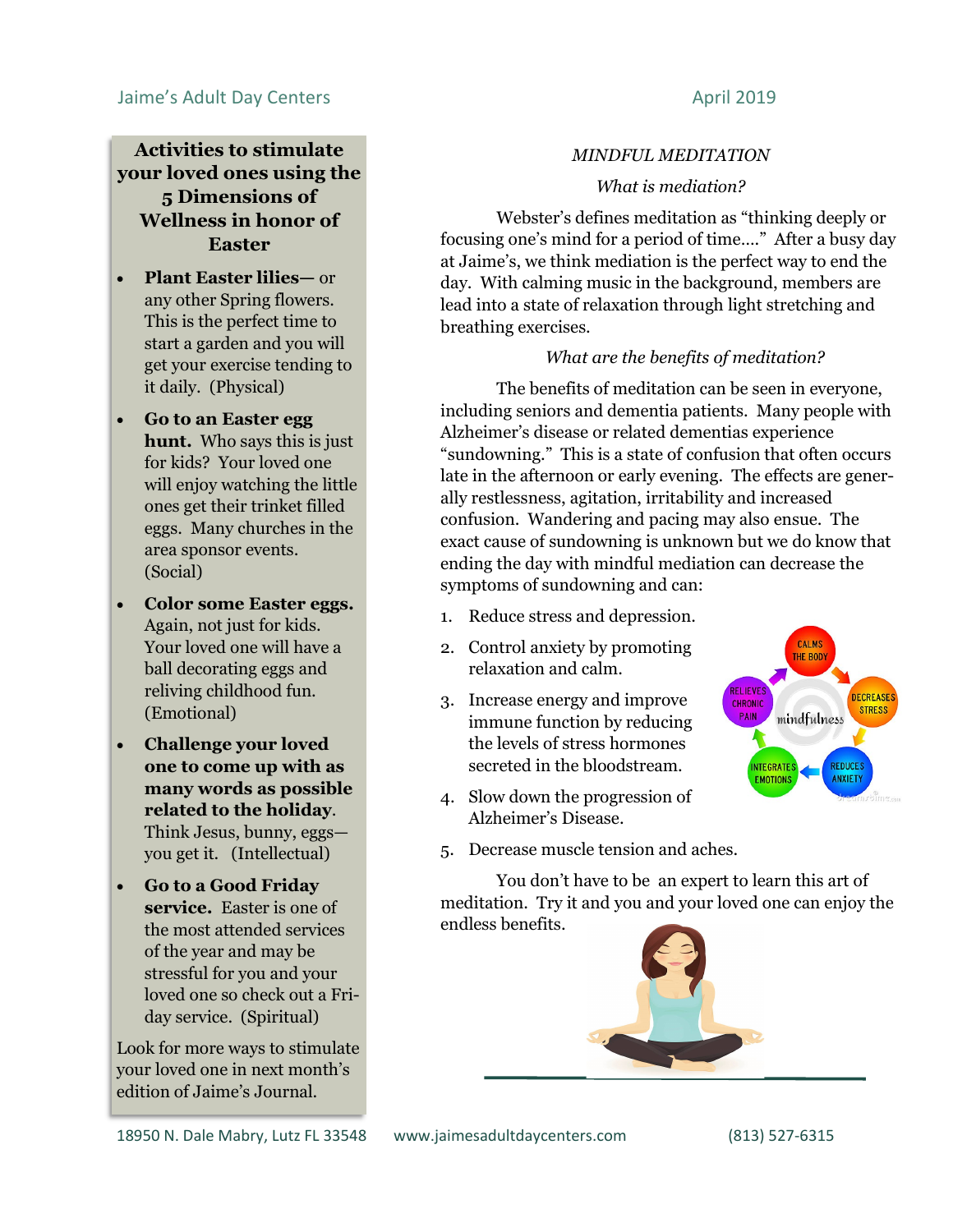## Activities to stimulate your loved ones using the 5 Dimensions of Wellness in honor of Easter

- **Plant Easter lilies—** or any other Spring flowers. This is the perfect time to start a garden and you will get your exercise tending to it daily. (Physical)
- **Go to an Easter egg hunt.** Who says this is just for kids? Your loved one will enjoy watching the little ones get their trinket filled eggs. Many churches in the area sponsor events. (Social)
- **Color some Easter eggs.** Again, not just for kids. Your loved one will have a ball decorating eggs and reliving childhood fun. (Emotional)
- **Challenge your loved one to come up with as many words as possible related to the holiday**. Think Jesus, bunny, eggs—you get it. (Intellectual)
- **Go to a Good Friday service.** Easter is one of the most attended services of the year and may be stressful for you and your loved one so check out a Friday service. (Spiritual)

Look for more ways to stimulate your loved one in next month's edition of Jaime's Journal.

## *MINDFUL MEDITATION*

### *What is mediation?*

Webster's defines meditation as "thinking deeply or focusing one's mind for a period of time…." After a busy day at Jaime's, we think mediation is the perfect way to end the day. With calming music in the background, members are lead into a state of relaxation through light stretching and breathing exercises.

### *What are the benefits of meditation?*

The benefits of meditation can be seen in everyone, including seniors and dementia patients. Many people with Alzheimer's disease or related dementias experience "sundowning." This is a state of confusion that often occurs late in the afternoon or early evening. The effects are generally restlessness, agitation, irritability and increased confusion. Wandering and pacing may also ensue. The exact cause of sundowning is unknown but we do know that ending the day with mindful mediation can decrease the symptoms of sundowning and can:

1. Reduce stress and depression.
2. Control anxiety by promoting relaxation and calm.
3. Increase energy and improve immune function by reducing the levels of stress hormones secreted in the bloodstream.
4. Slow down the progression of Alzheimer's Disease.
5. Decrease muscle tension and aches.

You don't have to be an expert to learn this art of meditation. Try it and you and your loved one can enjoy the endless benefits.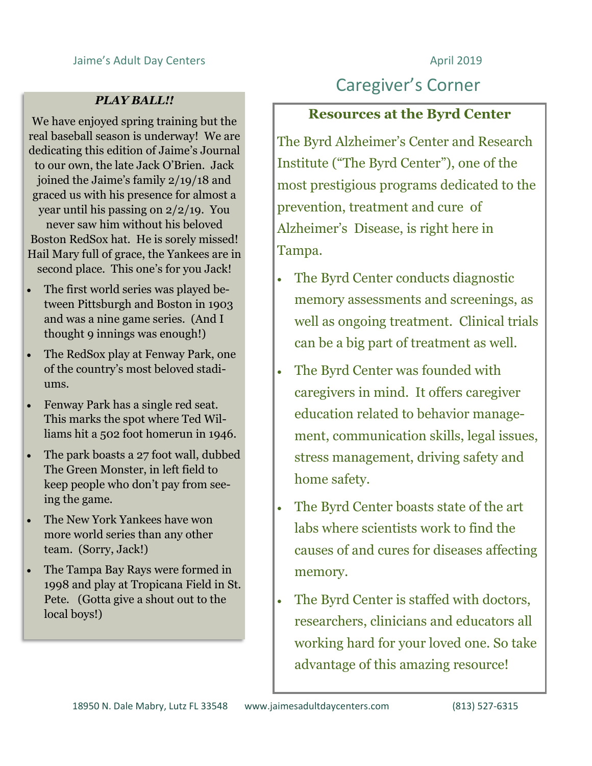### *PLAY BALL!!*

We have enjoyed spring training but the real baseball season is underway! We are dedicating this edition of Jaime's Journal to our own, the late Jack O'Brien. Jack joined the Jaime's family 2/19/18 and graced us with his presence for almost a year until his passing on 2/2/19. You never saw him without his beloved Boston RedSox hat. He is sorely missed! Hail Mary full of grace, the Yankees are in second place. This one's for you Jack!

- The first world series was played between Pittsburgh and Boston in 1903 and was a nine game series. (And I thought 9 innings was enough!)
- The RedSox play at Fenway Park, one of the country's most beloved stadiums.
- Fenway Park has a single red seat. This marks the spot where Ted Williams hit a 502 foot homerun in 1946.
- The park boasts a 27 foot wall, dubbed The Green Monster, in left field to keep people who don't pay from seeing the game.
- The New York Yankees have won more world series than any other team. (Sorry, Jack!)
- The Tampa Bay Rays were formed in 1998 and play at Tropicana Field in St. Pete. (Gotta give a shout out to the local boys!)

# Caregiver's Corner

### Resources at the Byrd Center

The Byrd Alzheimer's Center and Research Institute ("The Byrd Center"), one of the most prestigious programs dedicated to the prevention, treatment and cure of Alzheimer's Disease, is right here in Tampa.

- The Byrd Center conducts diagnostic memory assessments and screenings, as well as ongoing treatment. Clinical trials can be a big part of treatment as well.
- The Byrd Center was founded with caregivers in mind. It offers caregiver education related to behavior management, communication skills, legal issues, stress management, driving safety and home safety.
- The Byrd Center boasts state of the art labs where scientists work to find the causes of and cures for diseases affecting memory.
- The Byrd Center is staffed with doctors, researchers, clinicians and educators all working hard for your loved one. So take advantage of this amazing resource!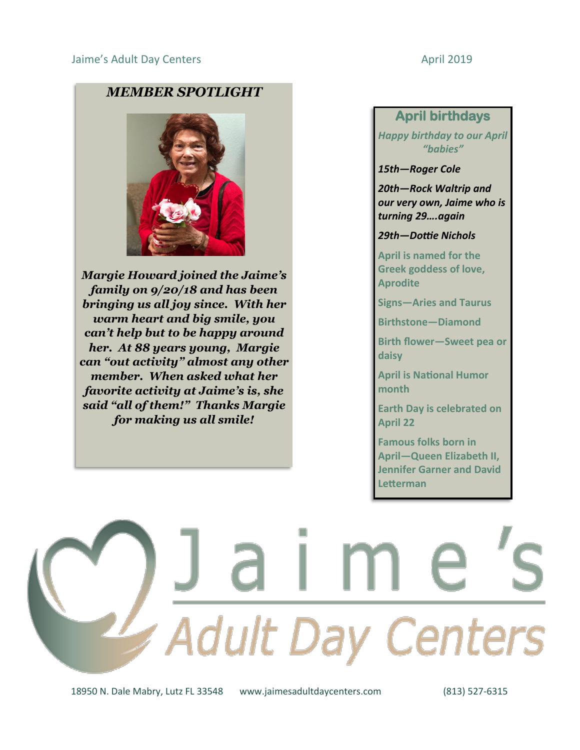## MEMBER SPOTLIGHT

***Margie Howard joined the Jaime's family on 9/20/18 and has been bringing us all joy since. With her warm heart and big smile, you can't help but to be happy around her. At 88 years young, Margie can "out activity" almost any other member. When asked what her favorite activity at Jaime's is, she said "all of them!" Thanks Margie for making us all smile!***

## April birthdays

*Happy birthday to our April "babies"*

***15th—Roger Cole***

***20th—Rock Waltrip and our very own, Jaime who is turning 29….again***

***29th—Dottie Nichols***

**April is named for the Greek goddess of love, Aprodite**

**Signs—Aries and Taurus**

**Birthstone—Diamond**

**Birth flower—Sweet pea or daisy**

**April is National Humor month**

**Earth Day is celebrated on April 22**

**Famous folks born in April—Queen Elizabeth II, Jennifer Garner and David Letterman**

Jaime's Adult Day Centers

18950 N. Dale Mabry, Lutz FL 33548 www.jaimesadultdaycenters.com (813) 527-6315